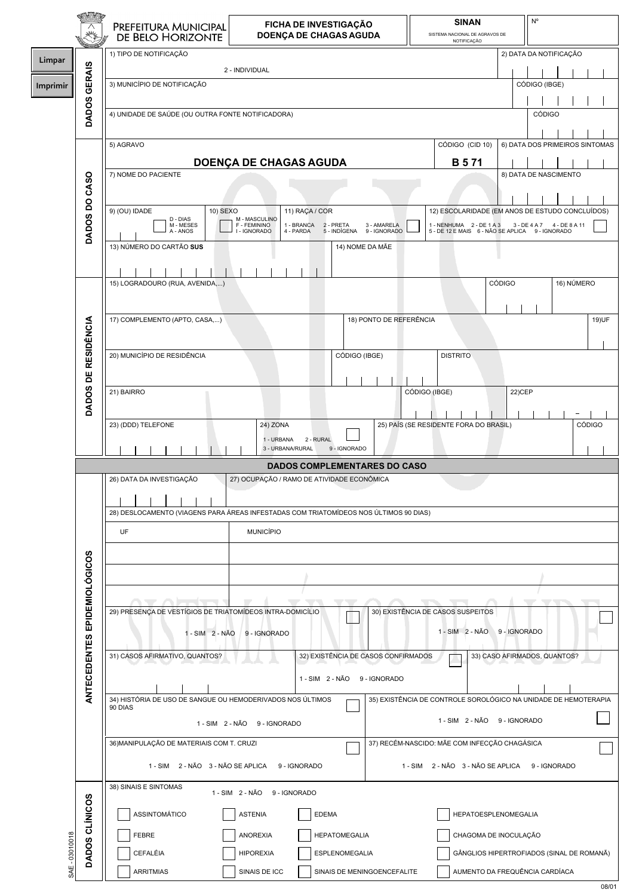# PREFEITURA MUNICIPAL DE BELO HORIZONTE

## FICHA DE INVESTIGAÇÃO DOENÇA DE CHAGAS AGUDA

**SINAN** SISTEMA NACIONAL DE AGRAVOS DE NOTIFICAÇÃO | Nº

Limpar

Imprimir

### DADOS GERAIS

1) TIPO DE NOTIFICAÇÃO

2 - INDIVIDUAL

2) DATA DA NOTIFICAÇÃO

3) MUNICÍPIO DE NOTIFICAÇÃO

CÓDIGO (IBGE)

4) UNIDADE DE SAÚDE (OU OUTRA FONTE NOTIFICADORA)

CÓDIGO

### DADOS DO CASO

5) AGRAVO

**DOENÇA DE CHAGAS AGUDA**

CÓDIGO (CID 10) **B 5 71**

6) DATA DOS PRIMEIROS SINTOMAS

7) NOME DO PACIENTE

8) DATA DE NASCIMENTO

9) (OU) IDADE — D - DIAS, M - MESES, A - ANOS

10) SEXO — M - MASCULINO, F - FEMININO, I - IGNORADO

11) RAÇA / COR — 1 - BRANCA, 2 - PRETA, 3 - AMARELA, 4 - PARDA, 5 - INDÍGENA, 9 - IGNORADO

12) ESCOLARIDADE (EM ANOS DE ESTUDO CONCLUÍDOS) — 1 - NENHUMA, 2 - DE 1 A 3, 3 - DE 4 A 7, 4 - DE 8 A 11, 5 - DE 12 E MAIS, 6 - NÃO SE APLICA, 9 - IGNORADO

13) NÚMERO DO CARTÃO **SUS**

14) NOME DA MÃE

### DADOS DE RESIDÊNCIA

15) LOGRADOURO (RUA, AVENIDA,...)

CÓDIGO

16) NÚMERO

17) COMPLEMENTO (APTO, CASA,...)

18) PONTO DE REFERÊNCIA

19)UF

20) MUNICÍPIO DE RESIDÊNCIA

CÓDIGO (IBGE)

DISTRITO

21) BAIRRO

CÓDIGO (IBGE)

22)CEP

23) (DDD) TELEFONE

24) ZONA — 1 - URBANA, 2 - RURAL, 3 - URBANA/RURAL, 9 - IGNORADO

25) PAÍS (SE RESIDENTE FORA DO BRASIL)

CÓDIGO

## DADOS COMPLEMENTARES DO CASO

### ANTECEDENTES EPIDEMIOLÓGICOS

26) DATA DA INVESTIGAÇÃO

27) OCUPAÇÃO / RAMO DE ATIVIDADE ECONÔMICA

28) DESLOCAMENTO (VIAGENS PARA ÁREAS INFESTADAS COM TRIATOMÍDEOS NOS ÚLTIMOS 90 DIAS)

| UF | MUNICÍPIO |
|---|---|
| | |
| | |
| | |

29) PRESENÇA DE VESTÍGIOS DE TRIATOMÍDEOS INTRA-DOMICÍLIO — 1 - SIM, 2 - NÃO, 9 - IGNORADO

30) EXISTÊNCIA DE CASOS SUSPEITOS — 1 - SIM, 2 - NÃO, 9 - IGNORADO

31) CASOS AFIRMATIVO, QUANTOS?

32) EXISTÊNCIA DE CASOS CONFIRMADOS — 1 - SIM, 2 - NÃO, 9 - IGNORADO

33) CASO AFIRMADOS, QUANTOS?

34) HISTÓRIA DE USO DE SANGUE OU HEMODERIVADOS NOS ÚLTIMOS 90 DIAS — 1 - SIM, 2 - NÃO, 9 - IGNORADO

35) EXISTÊNCIA DE CONTROLE SOROLÓGICO NA UNIDADE DE HEMOTERAPIA — 1 - SIM, 2 - NÃO, 9 - IGNORADO

36)MANIPULAÇÃO DE MATERIAIS COM T. CRUZI — 1 - SIM, 2 - NÃO, 3 - NÃO SE APLICA, 9 - IGNORADO

37) RECÉM-NASCIDO: MÃE COM INFECÇÃO CHAGÁSICA — 1 - SIM, 2 - NÃO, 3 - NÃO SE APLICA, 9 - IGNORADO

### DADOS CLÍNICOS

38) SINAIS E SINTOMAS — 1 - SIM, 2 - NÃO, 9 - IGNORADO

| | | | |
|---|---|---|---|
| ASSINTOMÁTICO | ASTENIA | EDEMA | HEPATOESPLENOMEGALIA |
| FEBRE | ANOREXIA | HEPATOMEGALIA | CHAGOMA DE INOCULAÇÃO |
| CEFALÉIA | HIPOREXIA | ESPLENOMEGALIA | GÂNGLIOS HIPERTROFIADOS (SINAL DE ROMANÃ) |
| ARRITMIAS | SINAIS DE ICC | SINAIS DE MENINGOENCEFALITE | AUMENTO DA FREQUÊNCIA CARDÍACA |

SAE - 03010018

08/01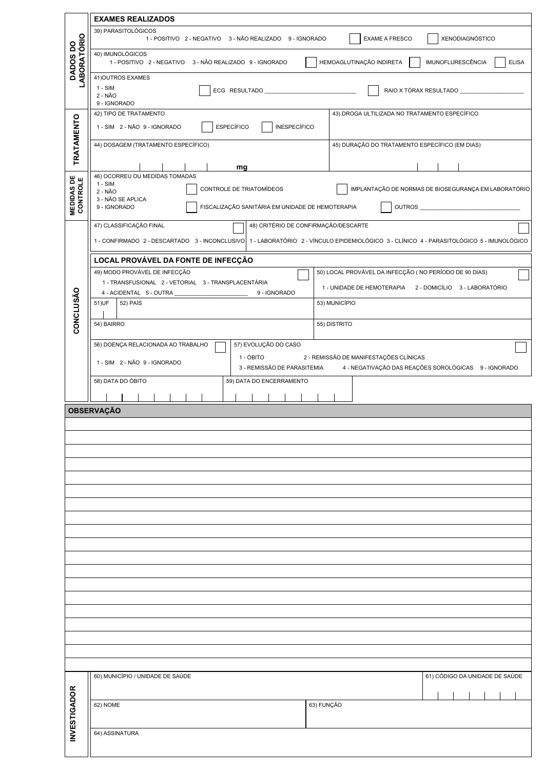## DADOS DO LABORATÓRIO

**EXAMES REALIZADOS**

39) PARASITOLÓGICOS
1 - POSITIVO 2 - NEGATIVO 3 - NÃO REALIZADO 9 - IGNORADO

☐ EXAME A FRESCO ☐ XENODIAGNÓSTICO

40) IMUNOLÓGICOS
1 - POSITIVO 2 - NEGATIVO 3 - NÃO REALIZADO 9 - IGNORADO

☐ HEMOAGLUTINAÇÃO INDIRETA ☐ IMUNOFLURESCÊNCIA ☐ ELISA

41)OUTROS EXAMES
1 - SIM
2 - NÃO
9 - IGNORADO

☐ ECG RESULTADO ____________________________ ☐ RAIO X TÓRAX RESULTADO ____________________

## TRATAMENTO

42) TIPO DE TRATAMENTO
1 - SIM 2 - NÃO 9 - IGNORADO

☐ ESPECÍFICO ☐ INESPECÍFICO

43) DROGA ULTILIZADA NO TRATAMENTO ESPECÍFICO

44) DOSAGEM (TRATAMENTO ESPECÍFICO)
| | | | | mg

45) DURAÇÃO DO TRATAMENTO ESPECÍFICO (EM DIAS)

## MEDIDAS DE CONTROLE

46) OCORREU OU MEDIDAS TOMADAS
1 - SIM
2 - NÃO
3 - NÃO SE APLICA
9 - IGNORADO

☐ CONTROLE DE TRIATOMÍDEOS ☐ IMPLANTAÇÃO DE NORMAS DE BIOSEGURANÇA EM LABORATÓRIO

☐ FISCALIZAÇÃO SANITÁRIA EM UNIDADE DE HEMOTERAPIA ☐ OUTROS ______________________________

## CONCLUSÃO

47) CLASSIFICAÇÃO FINAL ☐
1 - CONFIRMADO 2 - DESCARTADO 3 - INCONCLUSIVO

48) CRITÉRIO DE CONFIRMAÇÃO/DESCARTE ☐
1 - LABORATÓRIO 2 - VÍNCULO EPIDEMIOLÓGICO 3 - CLÍNICO 4 - PARASITOLÓGICO 5 - IMUNOLÓGICO

### LOCAL PROVÁVEL DA FONTE DE INFECÇÃO

49) MODO PROVÁVEL DE INFECÇÃO ☐
1 - TRANSFUSIONAL 2 - VETORIAL 3 - TRANSPLACENTÁRIA
4 - ACIDENTAL 5 - OUTRA ______________________ 9 - IGNORADO

50) LOCAL PROVÁVEL DA INFECÇÃO ( NO PERÍODO DE 90 DIAS) ☐
1 - UNIDADE DE HEMOTERAPIA 2 - DOMICÍLIO 3 - LABORATÓRIO

51)UF

52) PAÍS

53) MUNICÍPIO

54) BAIRRO

55) DISTRITO

56) DOENÇA RELACIONADA AO TRABALHO ☐
1 - SIM 2 - NÃO 9 - IGNORADO

57) EVOLUÇÃO DO CASO ☐
1 - ÓBITO 2 - REMISSÃO DE MANIFESTAÇÕES CLÍNICAS
3 - REMISSÃO DE PARASITEMIA 4 - NEGATIVAÇÃO DAS REAÇÕES SOROLÓGICAS 9 - IGNORADO

58) DATA DO ÓBITO

59) DATA DO ENCERRAMENTO

## OBSERVAÇÃO

## INVESTIGADOR

60) MUNICÍPIO / UNIDADE DE SAÚDE

61) CÓDIGO DA UNIDADE DE SAÚDE

62) NOME

63) FUNÇÃO

64) ASSINATURA